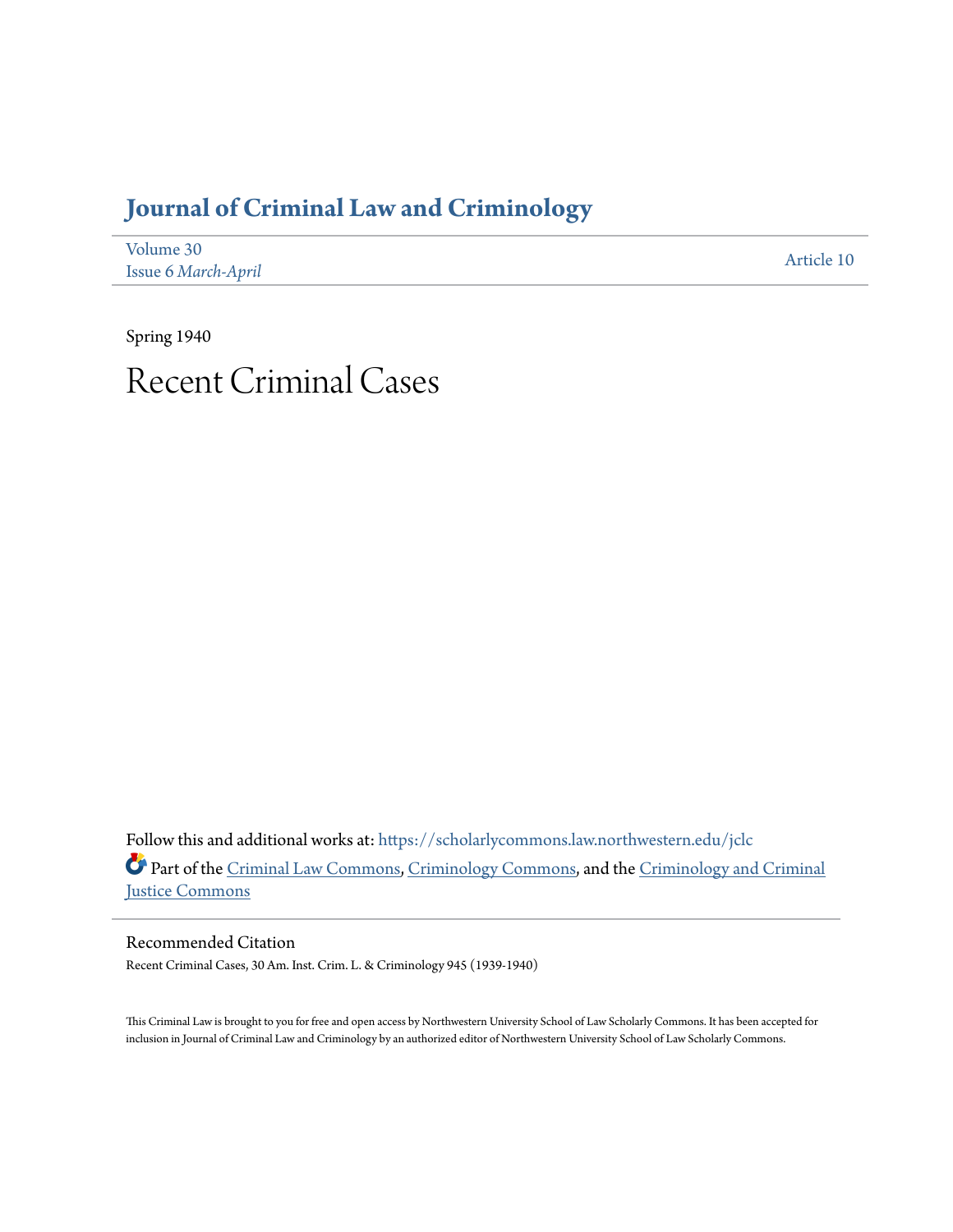# Journal of Criminal Law and Criminology

Volume 30
Issue 6 *March-April*

Article 10

Spring 1940

# Recent Criminal Cases

Follow this and additional works at: https://scholarlycommons.law.northwestern.edu/jclc

Part of the Criminal Law Commons, Criminology Commons, and the Criminology and Criminal Justice Commons

## Recommended Citation

Recent Criminal Cases, 30 Am. Inst. Crim. L. & Criminology 945 (1939-1940)

This Criminal Law is brought to you for free and open access by Northwestern University School of Law Scholarly Commons. It has been accepted for inclusion in Journal of Criminal Law and Criminology by an authorized editor of Northwestern University School of Law Scholarly Commons.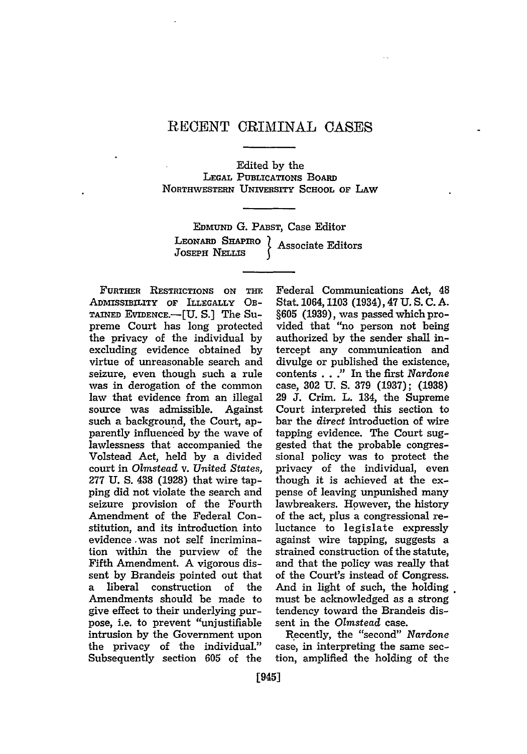# RECENT CRIMINAL CASES

Edited by the
LEGAL PUBLICATIONS BOARD
NORTHWESTERN UNIVERSITY SCHOOL OF LAW

EDMUND G. PABST, Case Editor
LEONARD SHAPIRO, JOSEPH NELLIS — Associate Editors

FURTHER RESTRICTIONS ON THE ADMISSIBILITY OF ILLEGALLY OBTAINED EVIDENCE.—[U. S.] The Supreme Court has long protected the privacy of the individual by excluding evidence obtained by virtue of unreasonable search and seizure, even though such a rule was in derogation of the common law that evidence from an illegal source was admissible. Against such a background, the Court, apparently influenced by the wave of lawlessness that accompanied the Volstead Act, held by a divided court in *Olmstead* v. *United States*, 277 U. S. 438 (1928) that wire tapping did not violate the search and seizure provision of the Fourth Amendment of the Federal Constitution, and its introduction into evidence was not self incrimination within the purview of the Fifth Amendment. A vigorous dissent by Brandeis pointed out that a liberal construction of the Amendments should be made to give effect to their underlying purpose, i.e. to prevent "unjustifiable intrusion by the Government upon the privacy of the individual." Subsequently section 605 of the Federal Communications Act, 48 Stat. 1064, 1103 (1934), 47 U. S. C. A. §605 (1939), was passed which provided that "no person not being authorized by the sender shall intercept any communication and divulge or published the existence, contents . . ." In the first *Nardone* case, 302 U. S. 379 (1937); (1938) 29 J. Crim. L. 134, the Supreme Court interpreted this section to bar the *direct* introduction of wire tapping evidence. The Court suggested that the probable congressional policy was to protect the privacy of the individual, even though it is achieved at the expense of leaving unpunished many lawbreakers. However, the history of the act, plus a congressional reluctance to legislate expressly against wire tapping, suggests a strained construction of the statute, and that the policy was really that of the Court's instead of Congress. And in light of such, the holding must be acknowledged as a strong tendency toward the Brandeis dissent in the *Olmstead* case.

Recently, the "second" *Nardone* case, in interpreting the same section, amplified the holding of the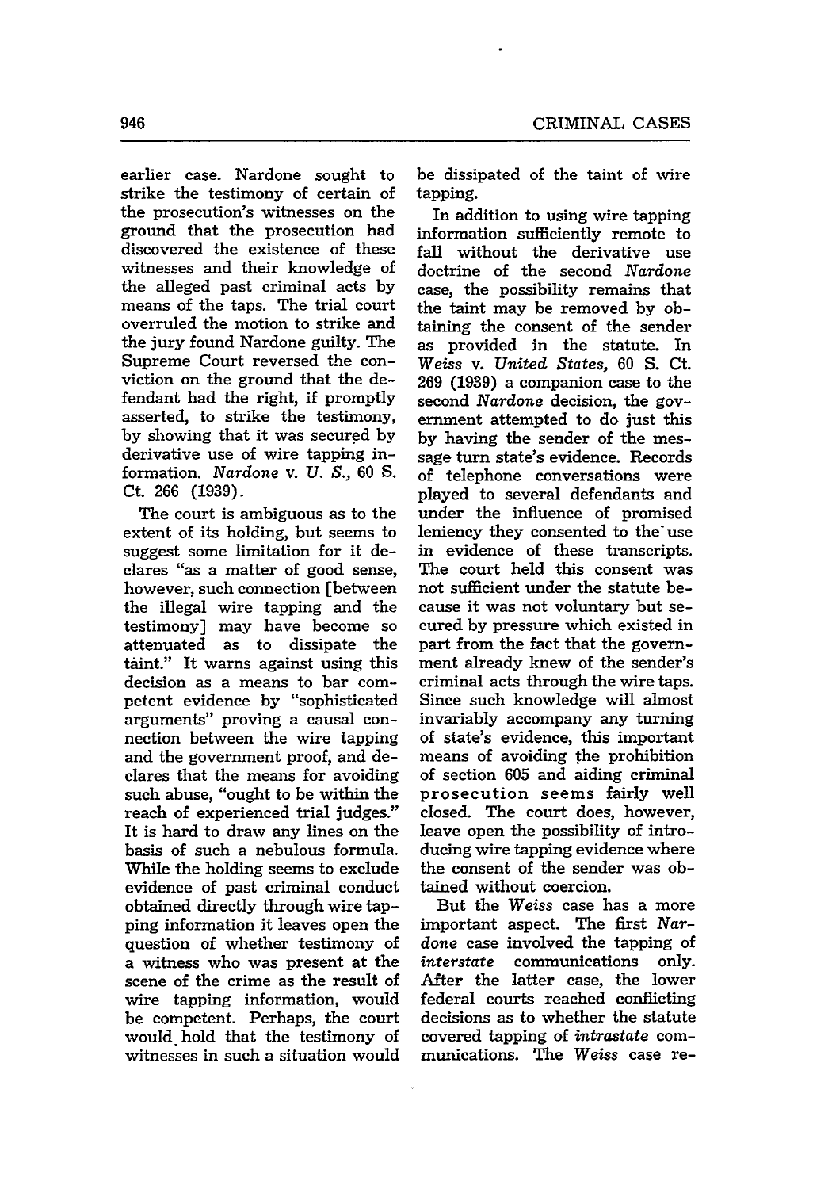earlier case. Nardone sought to strike the testimony of certain of the prosecution's witnesses on the ground that the prosecution had discovered the existence of these witnesses and their knowledge of the alleged past criminal acts by means of the taps. The trial court overruled the motion to strike and the jury found Nardone guilty. The Supreme Court reversed the conviction on the ground that the defendant had the right, if promptly asserted, to strike the testimony, by showing that it was secured by derivative use of wire tapping information. *Nardone* v. *U. S.*, 60 S. Ct. 266 (1939).

The court is ambiguous as to the extent of its holding, but seems to suggest some limitation for it declares "as a matter of good sense, however, such connection [between the illegal wire tapping and the testimony] may have become so attenuated as to dissipate the taint." It warns against using this decision as a means to bar competent evidence by "sophisticated arguments" proving a causal connection between the wire tapping and the government proof, and declares that the means for avoiding such abuse, "ought to be within the reach of experienced trial judges." It is hard to draw any lines on the basis of such a nebulous formula. While the holding seems to exclude evidence of past criminal conduct obtained directly through wire tapping information it leaves open the question of whether testimony of a witness who was present at the scene of the crime as the result of wire tapping information, would be competent. Perhaps, the court would hold that the testimony of witnesses in such a situation would be dissipated of the taint of wire tapping.

In addition to using wire tapping information sufficiently remote to fall without the derivative use doctrine of the second *Nardone* case, the possibility remains that the taint may be removed by obtaining the consent of the sender as provided in the statute. In *Weiss* v. *United States*, 60 S. Ct. 269 (1939) a companion case to the second *Nardone* decision, the government attempted to do just this by having the sender of the message turn state's evidence. Records of telephone conversations were played to several defendants and under the influence of promised leniency they consented to the use in evidence of these transcripts. The court held this consent was not sufficient under the statute because it was not voluntary but secured by pressure which existed in part from the fact that the government already knew of the sender's criminal acts through the wire taps. Since such knowledge will almost invariably accompany any turning of state's evidence, this important means of avoiding the prohibition of section 605 and aiding criminal prosecution seems fairly well closed. The court does, however, leave open the possibility of introducing wire tapping evidence where the consent of the sender was obtained without coercion.

But the *Weiss* case has a more important aspect. The first *Nardone* case involved the tapping of *interstate* communications only. After the latter case, the lower federal courts reached conflicting decisions as to whether the statute covered tapping of *intrastate* communications. The *Weiss* case re-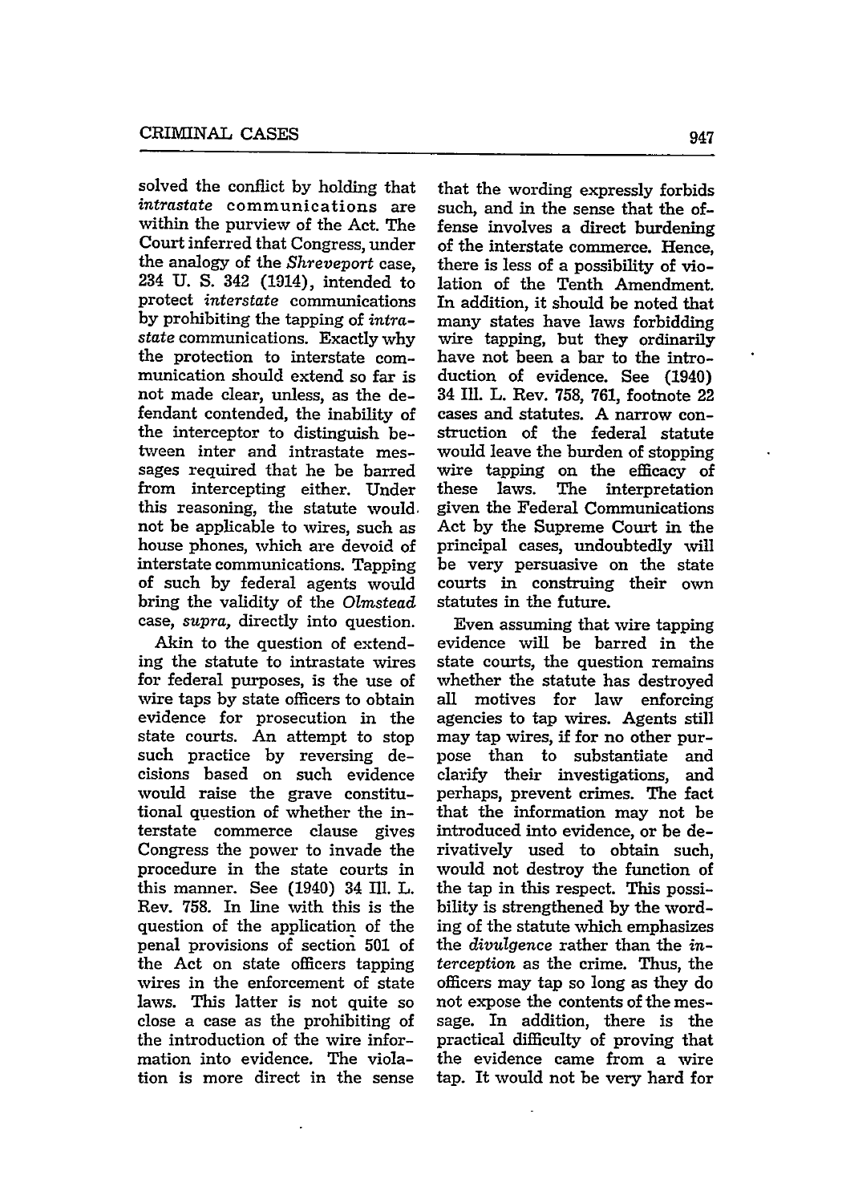solved the conflict by holding that *intrastate* communications are within the purview of the Act. The Court inferred that Congress, under the analogy of the *Shreveport* case, 234 U. S. 342 (1914), intended to protect *interstate* communications by prohibiting the tapping of *intrastate* communications. Exactly why the protection to interstate communication should extend so far is not made clear, unless, as the defendant contended, the inability of the interceptor to distinguish between inter and intrastate messages required that he be barred from intercepting either. Under this reasoning, the statute would not be applicable to wires, such as house phones, which are devoid of interstate communications. Tapping of such by federal agents would bring the validity of the *Olmstead* case, *supra*, directly into question.

Akin to the question of extending the statute to intrastate wires for federal purposes, is the use of wire taps by state officers to obtain evidence for prosecution in the state courts. An attempt to stop such practice by reversing decisions based on such evidence would raise the grave constitutional question of whether the interstate commerce clause gives Congress the power to invade the procedure in the state courts in this manner. See (1940) 34 Ill. L. Rev. 758. In line with this is the question of the application of the penal provisions of section 501 of the Act on state officers tapping wires in the enforcement of state laws. This latter is not quite so close a case as the prohibiting of the introduction of the wire information into evidence. The violation is more direct in the sense that the wording expressly forbids such, and in the sense that the offense involves a direct burdening of the interstate commerce. Hence, there is less of a possibility of violation of the Tenth Amendment. In addition, it should be noted that many states have laws forbidding wire tapping, but they ordinarily have not been a bar to the introduction of evidence. See (1940) 34 Ill. L. Rev. 758, 761, footnote 22 cases and statutes. A narrow construction of the federal statute would leave the burden of stopping wire tapping on the efficacy of these laws. The interpretation given the Federal Communications Act by the Supreme Court in the principal cases, undoubtedly will be very persuasive on the state courts in construing their own statutes in the future.

Even assuming that wire tapping evidence will be barred in the state courts, the question remains whether the statute has destroyed all motives for law enforcing agencies to tap wires. Agents still may tap wires, if for no other purpose than to substantiate and clarify their investigations, and perhaps, prevent crimes. The fact that the information may not be introduced into evidence, or be derivatively used to obtain such, would not destroy the function of the tap in this respect. This possibility is strengthened by the wording of the statute which emphasizes the *divulgence* rather than the *interception* as the crime. Thus, the officers may tap so long as they do not expose the contents of the message. In addition, there is the practical difficulty of proving that the evidence came from a wire tap. It would not be very hard for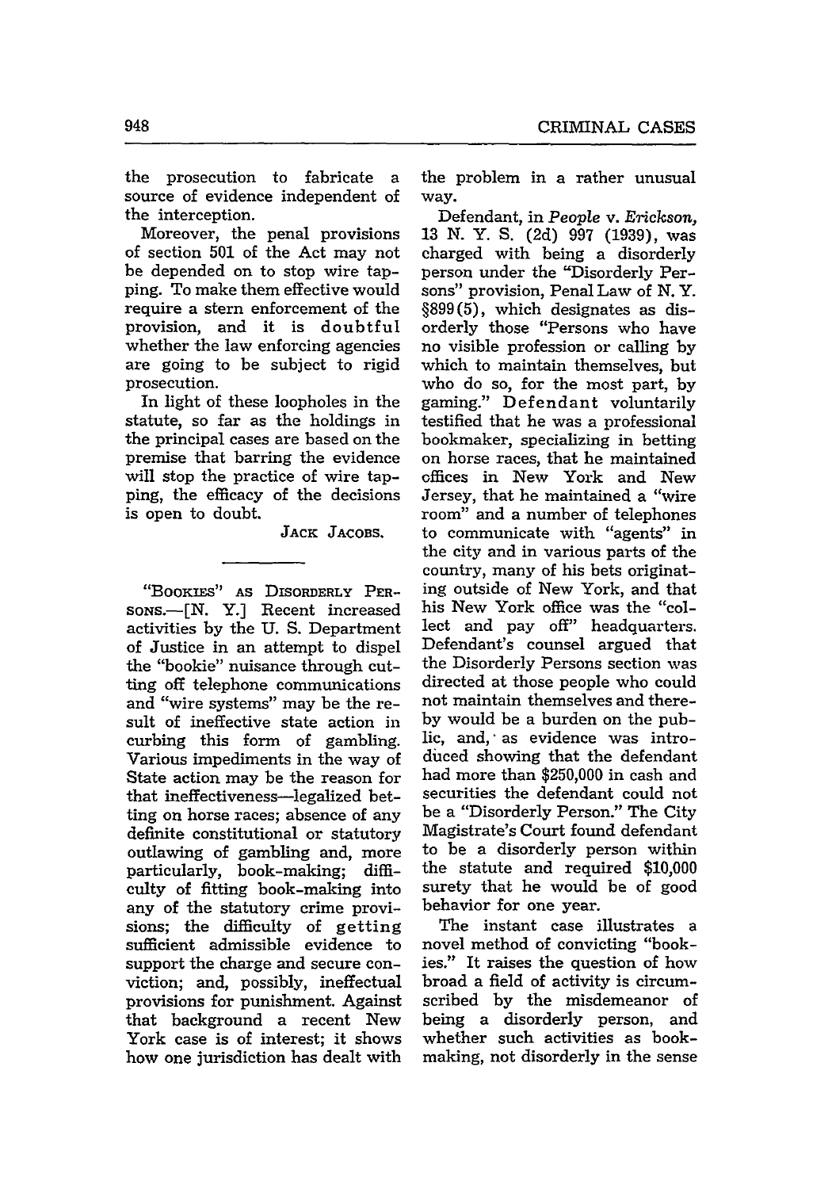the prosecution to fabricate a source of evidence independent of the interception.

Moreover, the penal provisions of section 501 of the Act may not be depended on to stop wire tapping. To make them effective would require a stern enforcement of the provision, and it is doubtful whether the law enforcing agencies are going to be subject to rigid prosecution.

In light of these loopholes in the statute, so far as the holdings in the principal cases are based on the premise that barring the evidence will stop the practice of wire tapping, the efficacy of the decisions is open to doubt.

JACK JACOBS.

---

"BOOKIES" AS DISORDERLY PERSONS.—[N. Y.] Recent increased activities by the U. S. Department of Justice in an attempt to dispel the "bookie" nuisance through cutting off telephone communications and "wire systems" may be the result of ineffective state action in curbing this form of gambling. Various impediments in the way of State action may be the reason for that ineffectiveness—legalized betting on horse races; absence of any definite constitutional or statutory outlawing of gambling and, more particularly, book-making; difficulty of fitting book-making into any of the statutory crime provisions; the difficulty of getting sufficient admissible evidence to support the charge and secure conviction; and, possibly, ineffectual provisions for punishment. Against that background a recent New York case is of interest; it shows how one jurisdiction has dealt with the problem in a rather unusual way.

Defendant, in *People v. Erickson*, 13 N. Y. S. (2d) 997 (1939), was charged with being a disorderly person under the "Disorderly Persons" provision, Penal Law of N. Y. §899(5), which designates as disorderly those "Persons who have no visible profession or calling by which to maintain themselves, but who do so, for the most part, by gaming." Defendant voluntarily testified that he was a professional bookmaker, specializing in betting on horse races, that he maintained offices in New York and New Jersey, that he maintained a "wire room" and a number of telephones to communicate with "agents" in the city and in various parts of the country, many of his bets originating outside of New York, and that his New York office was the "collect and pay off" headquarters. Defendant's counsel argued that the Disorderly Persons section was directed at those people who could not maintain themselves and thereby would be a burden on the public, and, as evidence was introduced showing that the defendant had more than $250,000 in cash and securities the defendant could not be a "Disorderly Person." The City Magistrate's Court found defendant to be a disorderly person within the statute and required $10,000 surety that he would be of good behavior for one year.

The instant case illustrates a novel method of convicting "bookies." It raises the question of how broad a field of activity is circumscribed by the misdemeanor of being a disorderly person, and whether such activities as bookmaking, not disorderly in the sense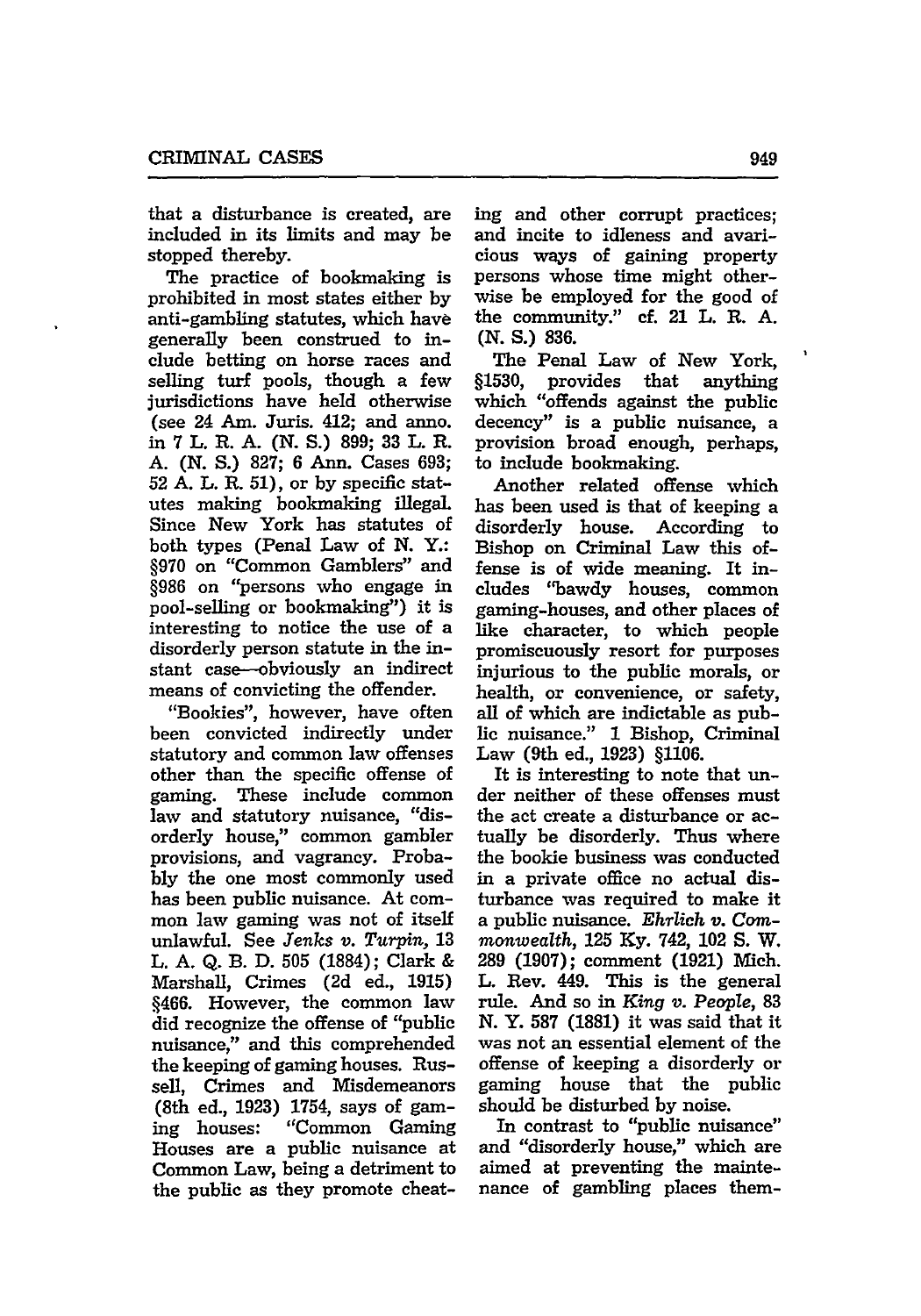that a disturbance is created, are included in its limits and may be stopped thereby.

The practice of bookmaking is prohibited in most states either by anti-gambling statutes, which have generally been construed to include betting on horse races and selling turf pools, though a few jurisdictions have held otherwise (see 24 Am. Juris. 412; and anno. in 7 L. R. A. (N. S.) 899; 33 L. R. A. (N. S.) 827; 6 Ann. Cases 693; 52 A. L. R. 51), or by specific statutes making bookmaking illegal. Since New York has statutes of both types (Penal Law of N. Y.: §970 on "Common Gamblers" and §986 on "persons who engage in pool-selling or bookmaking") it is interesting to notice the use of a disorderly person statute in the instant case—obviously an indirect means of convicting the offender.

"Bookies", however, have often been convicted indirectly under statutory and common law offenses other than the specific offense of gaming. These include common law and statutory nuisance, "disorderly house," common gambler provisions, and vagrancy. Probably the one most commonly used has been public nuisance. At common law gaming was not of itself unlawful. See *Jenks v. Turpin*, 13 L. A. Q. B. D. 505 (1884); Clark & Marshall, Crimes (2d ed., 1915) §466. However, the common law did recognize the offense of "public nuisance," and this comprehended the keeping of gaming houses. Russell, Crimes and Misdemeanors (8th ed., 1923) 1754, says of gaming houses: "Common Gaming Houses are a public nuisance at Common Law, being a detriment to the public as they promote cheating and other corrupt practices; and incite to idleness and avaricious ways of gaining property persons whose time might otherwise be employed for the good of the community." cf. 21 L. R. A. (N. S.) 836.

The Penal Law of New York, §1530, provides that anything which "offends against the public decency" is a public nuisance, a provision broad enough, perhaps, to include bookmaking.

Another related offense which has been used is that of keeping a disorderly house. According to Bishop on Criminal Law this offense is of wide meaning. It includes "bawdy houses, common gaming-houses, and other places of like character, to which people promiscuously resort for purposes injurious to the public morals, or health, or convenience, or safety, all of which are indictable as public nuisance." 1 Bishop, Criminal Law (9th ed., 1923) §1106.

It is interesting to note that under neither of these offenses must the act create a disturbance or actually be disorderly. Thus where the bookie business was conducted in a private office no actual disturbance was required to make it a public nuisance. *Ehrlich v. Commonwealth*, 125 Ky. 742, 102 S. W. 289 (1907); comment (1921) Mich. L. Rev. 449. This is the general rule. And so in *King v. People*, 83 N. Y. 587 (1881) it was said that it was not an essential element of the offense of keeping a disorderly or gaming house that the public should be disturbed by noise.

In contrast to "public nuisance" and "disorderly house," which are aimed at preventing the maintenance of gambling places them-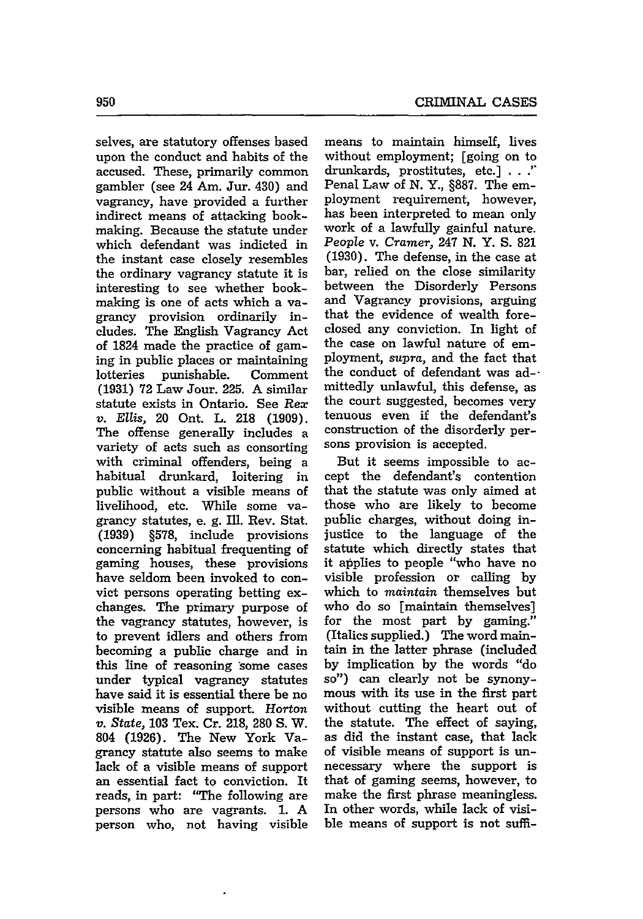selves, are statutory offenses based upon the conduct and habits of the accused. These, primarily common gambler (see 24 Am. Jur. 430) and vagrancy, have provided a further indirect means of attacking bookmaking. Because the statute under which defendant was indicted in the instant case closely resembles the ordinary vagrancy statute it is interesting to see whether bookmaking is one of acts which a vagrancy provision ordinarily includes. The English Vagrancy Act of 1824 made the practice of gaming in public places or maintaining lotteries punishable. Comment (1931) 72 Law Jour. 225. A similar statute exists in Ontario. See *Rex v. Ellis,* 20 Ont. L. 218 (1909). The offense generally includes a variety of acts such as consorting with criminal offenders, being a habitual drunkard, loitering in public without a visible means of livelihood, etc. While some vagrancy statutes, e. g. Ill. Rev. Stat. (1939) §578, include provisions concerning habitual frequenting of gaming houses, these provisions have seldom been invoked to convict persons operating betting exchanges. The primary purpose of the vagrancy statutes, however, is to prevent idlers and others from becoming a public charge and in this line of reasoning some cases under typical vagrancy statutes have said it is essential there be no visible means of support. *Horton v. State,* 103 Tex. Cr. 218, 280 S. W. 804 (1926). The New York Vagrancy statute also seems to make lack of a visible means of support an essential fact to conviction. It reads, in part: "The following are persons who are vagrants. 1. A person who, not having visible means to maintain himself, lives without employment; [going on to drunkards, prostitutes, etc.] . . ." Penal Law of N. Y., §887. The employment requirement, however, has been interpreted to mean only work of a lawfully gainful nature. *People v. Cramer,* 247 N. Y. S. 821 (1930). The defense, in the case at bar, relied on the close similarity between the Disorderly Persons and Vagrancy provisions, arguing that the evidence of wealth foreclosed any conviction. In light of the case on lawful nature of employment, *supra,* and the fact that the conduct of defendant was admittedly unlawful, this defense, as the court suggested, becomes very tenuous even if the defendant's construction of the disorderly persons provision is accepted.

But it seems impossible to accept the defendant's contention that the statute was only aimed at those who are likely to become public charges, without doing injustice to the language of the statute which directly states that it applies to people "who have no visible profession or calling by which to *maintain* themselves but who do so [maintain themselves] for the most part by gaming." (Italics supplied.) The word maintain in the latter phrase (included by implication by the words "do so") can clearly not be synonymous with its use in the first part without cutting the heart out of the statute. The effect of saying, as did the instant case, that lack of visible means of support is unnecessary where the support is that of gaming seems, however, to make the first phrase meaningless. In other words, while lack of visible means of support is not suffi-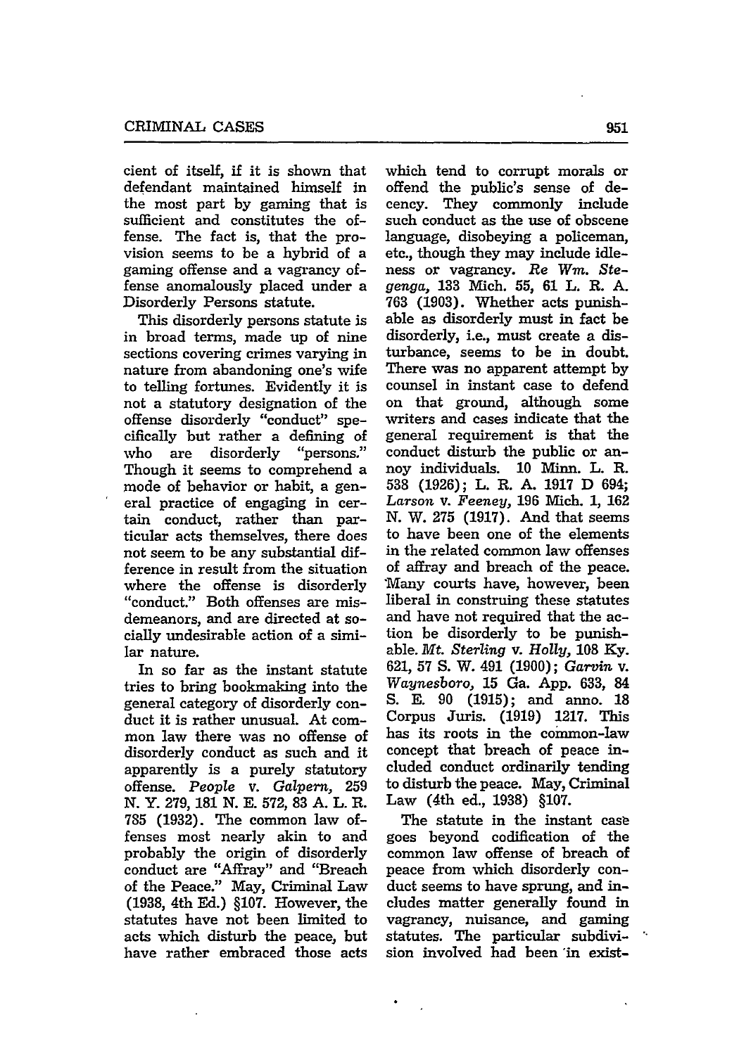cient of itself, if it is shown that defendant maintained himself in the most part by gaming that is sufficient and constitutes the offense. The fact is, that the provision seems to be a hybrid of a gaming offense and a vagrancy offense anomalously placed under a Disorderly Persons statute.

This disorderly persons statute is in broad terms, made up of nine sections covering crimes varying in nature from abandoning one's wife to telling fortunes. Evidently it is not a statutory designation of the offense disorderly "conduct" specifically but rather a defining of who are disorderly "persons." Though it seems to comprehend a mode of behavior or habit, a general practice of engaging in certain conduct, rather than particular acts themselves, there does not seem to be any substantial difference in result from the situation where the offense is disorderly "conduct." Both offenses are misdemeanors, and are directed at socially undesirable action of a similar nature.

In so far as the instant statute tries to bring bookmaking into the general category of disorderly conduct it is rather unusual. At common law there was no offense of disorderly conduct as such and it apparently is a purely statutory offense. *People* v. *Galpern,* 259 N. Y. 279, 181 N. E. 572, 83 A. L. R. 785 (1932). The common law offenses most nearly akin to and probably the origin of disorderly conduct are "Affray" and "Breach of the Peace." May, Criminal Law (1938, 4th Ed.) §107. However, the statutes have not been limited to acts which disturb the peace, but have rather embraced those acts which tend to corrupt morals or offend the public's sense of decency. They commonly include such conduct as the use of obscene language, disobeying a policeman, etc., though they may include idleness or vagrancy. *Re Wm. Stegenga,* 133 Mich. 55, 61 L. R. A. 763 (1903). Whether acts punishable as disorderly must in fact be disorderly, i.e., must create a disturbance, seems to be in doubt. There was no apparent attempt by counsel in instant case to defend on that ground, although some writers and cases indicate that the general requirement is that the conduct disturb the public or annoy individuals. 10 Minn. L. R. 538 (1926); L. R. A. 1917 D 694; *Larson* v. *Feeney,* 196 Mich. 1, 162 N. W. 275 (1917). And that seems to have been one of the elements in the related common law offenses of affray and breach of the peace. Many courts have, however, been liberal in construing these statutes and have not required that the action be disorderly to be punishable. *Mt. Sterling* v. *Holly,* 108 Ky. 621, 57 S. W. 491 (1900); *Garvin* v. *Waynesboro,* 15 Ga. App. 633, 84 S. E. 90 (1915); and anno. 18 Corpus Juris. (1919) 1217. This has its roots in the common-law concept that breach of peace included conduct ordinarily tending to disturb the peace. May, Criminal Law (4th ed., 1938) §107.

The statute in the instant case goes beyond codification of the common law offense of breach of peace from which disorderly conduct seems to have sprung, and includes matter generally found in vagrancy, nuisance, and gaming statutes. The particular subdivision involved had been in exist-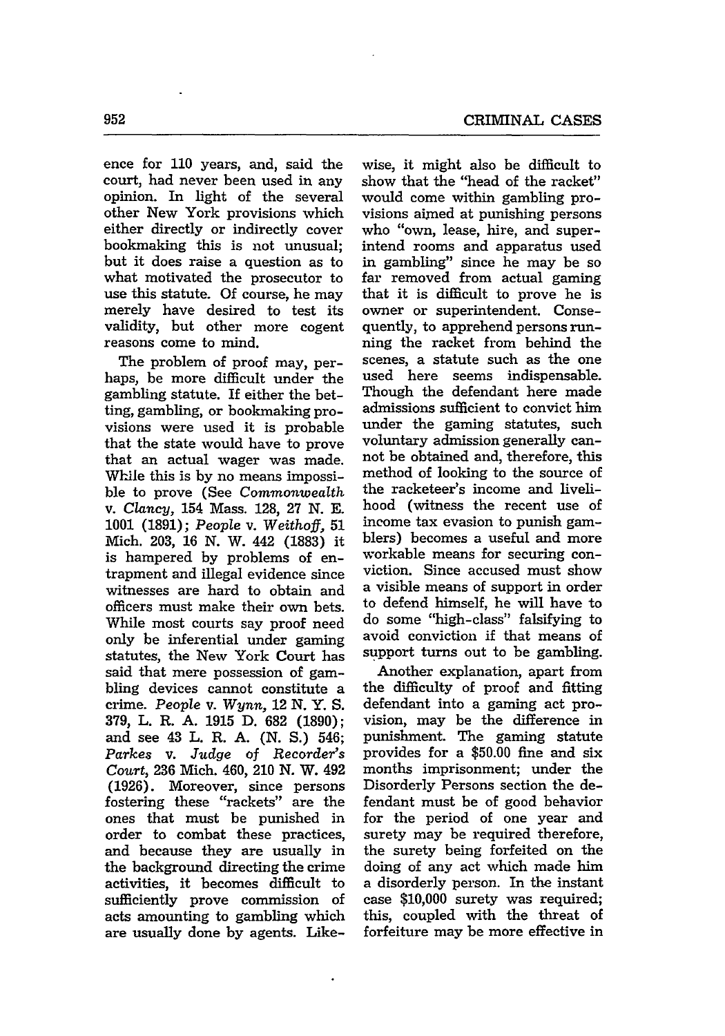ence for 110 years, and, said the court, had never been used in any opinion. In light of the several other New York provisions which either directly or indirectly cover bookmaking this is not unusual; but it does raise a question as to what motivated the prosecutor to use this statute. Of course, he may merely have desired to test its validity, but other more cogent reasons come to mind.

The problem of proof may, perhaps, be more difficult under the gambling statute. If either the betting, gambling, or bookmaking provisions were used it is probable that the state would have to prove that an actual wager was made. While this is by no means impossible to prove (See *Commonwealth* v. *Clancy*, 154 Mass. 128, 27 N. E. 1001 (1891); *People* v. *Weithoff*, 51 Mich. 203, 16 N. W. 442 (1883) it is hampered by problems of entrapment and illegal evidence since witnesses are hard to obtain and officers must make their own bets. While most courts say proof need only be inferential under gaming statutes, the New York Court has said that mere possession of gambling devices cannot constitute a crime. *People* v. *Wynn*, 12 N. Y. S. 379, L. R. A. 1915 D. 682 (1890); and see 43 L. R. A. (N. S.) 546; *Parkes* v. *Judge of Recorder's Court*, 236 Mich. 460, 210 N. W. 492 (1926). Moreover, since persons fostering these "rackets" are the ones that must be punished in order to combat these practices, and because they are usually in the background directing the crime activities, it becomes difficult to sufficiently prove commission of acts amounting to gambling which are usually done by agents. Likewise, it might also be difficult to show that the "head of the racket" would come within gambling provisions aimed at punishing persons who "own, lease, hire, and superintend rooms and apparatus used in gambling" since he may be so far removed from actual gaming that it is difficult to prove he is owner or superintendent. Consequently, to apprehend persons running the racket from behind the scenes, a statute such as the one used here seems indispensable. Though the defendant here made admissions sufficient to convict him under the gaming statutes, such voluntary admission generally cannot be obtained and, therefore, this method of looking to the source of the racketeer's income and livelihood (witness the recent use of income tax evasion to punish gamblers) becomes a useful and more workable means for securing conviction. Since accused must show a visible means of support in order to defend himself, he will have to do some "high-class" falsifying to avoid conviction if that means of support turns out to be gambling.

Another explanation, apart from the difficulty of proof and fitting defendant into a gaming act provision, may be the difference in punishment. The gaming statute provides for a $50.00 fine and six months imprisonment; under the Disorderly Persons section the defendant must be of good behavior for the period of one year and surety may be required therefore, the surety being forfeited on the doing of any act which made him a disorderly person. In the instant case $10,000 surety was required; this, coupled with the threat of forfeiture may be more effective in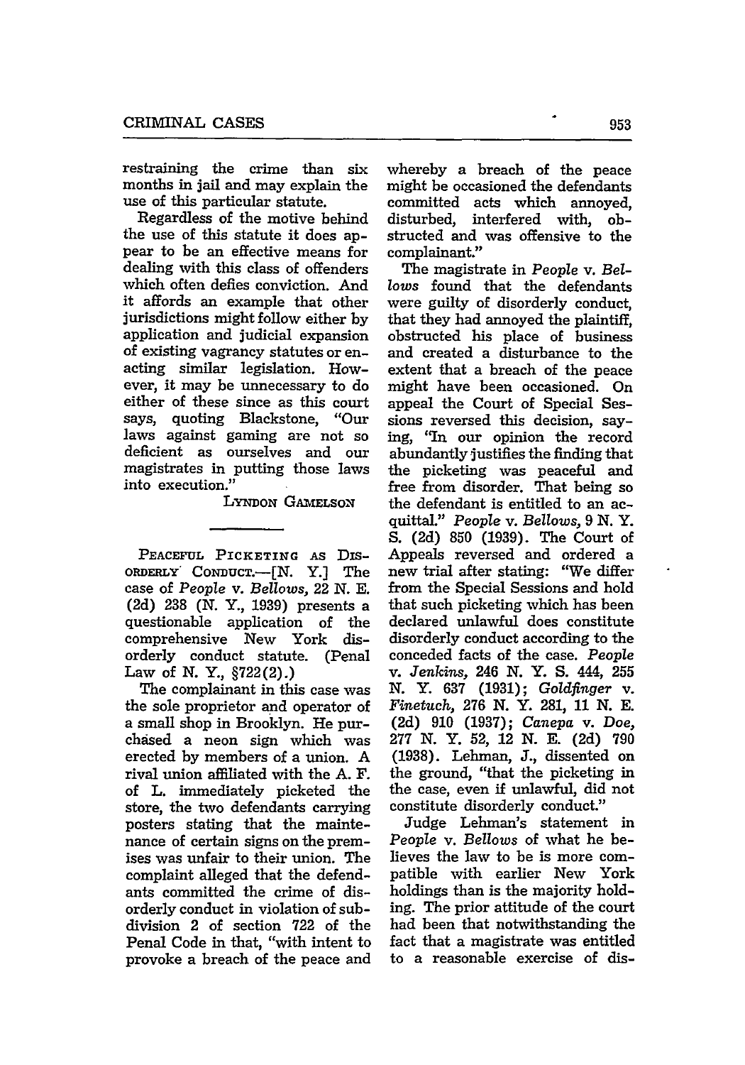restraining the crime than six months in jail and may explain the use of this particular statute.

Regardless of the motive behind the use of this statute it does appear to be an effective means for dealing with this class of offenders which often defies conviction. And it affords an example that other jurisdictions might follow either by application and judicial expansion of existing vagrancy statutes or enacting similar legislation. However, it may be unnecessary to do either of these since as this court says, quoting Blackstone, "Our laws against gaming are not so deficient as ourselves and our magistrates in putting those laws into execution."

LYNDON GAMELSON

---

PEACEFUL PICKETING AS DISORDERLY CONDUCT.—[N. Y.] The case of *People* v. *Bellows*, 22 N. E. (2d) 238 (N. Y., 1939) presents a questionable application of the comprehensive New York disorderly conduct statute. (Penal Law of N. Y., §722(2).)

The complainant in this case was the sole proprietor and operator of a small shop in Brooklyn. He purchased a neon sign which was erected by members of a union. A rival union affiliated with the A. F. of L. immediately picketed the store, the two defendants carrying posters stating that the maintenance of certain signs on the premises was unfair to their union. The complaint alleged that the defendants committed the crime of disorderly conduct in violation of subdivision 2 of section 722 of the Penal Code in that, "with intent to provoke a breach of the peace and whereby a breach of the peace might be occasioned the defendants committed acts which annoyed, disturbed, interfered with, obstructed and was offensive to the complainant."

The magistrate in *People* v. *Bellows* found that the defendants were guilty of disorderly conduct, that they had annoyed the plaintiff, obstructed his place of business and created a disturbance to the extent that a breach of the peace might have been occasioned. On appeal the Court of Special Sessions reversed this decision, saying, "In our opinion the record abundantly justifies the finding that the picketing was peaceful and free from disorder. That being so the defendant is entitled to an acquittal." *People* v. *Bellows*, 9 N. Y. S. (2d) 850 (1939). The Court of Appeals reversed and ordered a new trial after stating: "We differ from the Special Sessions and hold that such picketing which has been declared unlawful does constitute disorderly conduct according to the conceded facts of the case. *People* v. *Jenkins*, 246 N. Y. S. 444, 255 N. Y. 637 (1931); *Goldfinger* v. *Finetuch*, 276 N. Y. 281, 11 N. E. (2d) 910 (1937); *Canepa* v. *Doe*, 277 N. Y. 52, 12 N. E. (2d) 790 (1938). Lehman, J., dissented on the ground, "that the picketing in the case, even if unlawful, did not constitute disorderly conduct."

Judge Lehman's statement in *People* v. *Bellows* of what he believes the law to be is more compatible with earlier New York holdings than is the majority holding. The prior attitude of the court had been that notwithstanding the fact that a magistrate was entitled to a reasonable exercise of dis-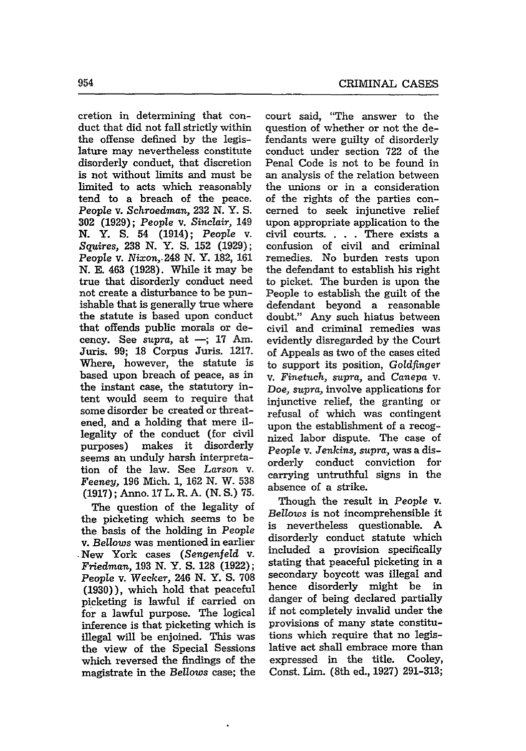cretion in determining that conduct that did not fall strictly within the offense defined by the legislature may nevertheless constitute disorderly conduct, that discretion is not without limits and must be limited to acts which reasonably tend to a breach of the peace. *People* v. *Schroedman,* 232 N. Y. S. 302 (1929); *People* v. *Sinclair,* 149 N. Y. S. 54 (1914); *People* v. *Squires,* 238 N. Y. S. 152 (1929); *People* v. *Nixon,* 248 N. Y. 182, 161 N. E. 463 (1928). While it may be true that disorderly conduct need not create a disturbance to be punishable that is generally true where the statute is based upon conduct that offends public morals or decency. See *supra,* at —; 17 Am. Juris. 99; 18 Corpus Juris. 1217. Where, however, the statute is based upon breach of peace, as in the instant case, the statutory intent would seem to require that some disorder be created or threatened, and a holding that mere illegality of the conduct (for civil purposes) makes it disorderly seems an unduly harsh interpretation of the law. See *Larson* v. *Feeney,* 196 Mich. 1, 162 N. W. 538 (1917); Anno. 17 L. R. A. (N. S.) 75.

The question of the legality of the picketing which seems to be the basis of the holding in *People* v. *Bellows* was mentioned in earlier New York cases (*Sengenfeld* v. *Friedman,* 193 N. Y. S. 128 (1922); *People* v. *Wecker,* 246 N. Y. S. 708 (1930)), which hold that peaceful picketing is lawful if carried on for a lawful purpose. The logical inference is that picketing which is illegal will be enjoined. This was the view of the Special Sessions which reversed the findings of the magistrate in the *Bellows* case; the court said, "The answer to the question of whether or not the defendants were guilty of disorderly conduct under section 722 of the Penal Code is not to be found in an analysis of the relation between the unions or in a consideration of the rights of the parties concerned to seek injunctive relief upon appropriate application to the civil courts. . . . There exists a confusion of civil and criminal remedies. No burden rests upon the defendant to establish his right to picket. The burden is upon the People to establish the guilt of the defendant beyond a reasonable doubt." Any such hiatus between civil and criminal remedies was evidently disregarded by the Court of Appeals as two of the cases cited to support its position, *Goldfinger* v. *Finetuch, supra,* and *Canepa* v. *Doe, supra,* involve applications for injunctive relief, the granting or refusal of which was contingent upon the establishment of a recognized labor dispute. The case of *People* v. *Jenkins, supra,* was a disorderly conduct conviction for carrying untruthful signs in the absence of a strike.

Though the result in *People* v. *Bellows* is not incomprehensible it is nevertheless questionable. A disorderly conduct statute which included a provision specifically stating that peaceful picketing in a secondary boycott was illegal and hence disorderly might be in danger of being declared partially if not completely invalid under the provisions of many state constitutions which require that no legislative act shall embrace more than expressed in the title. Cooley, Const. Lim. (8th ed., 1927) 291-313;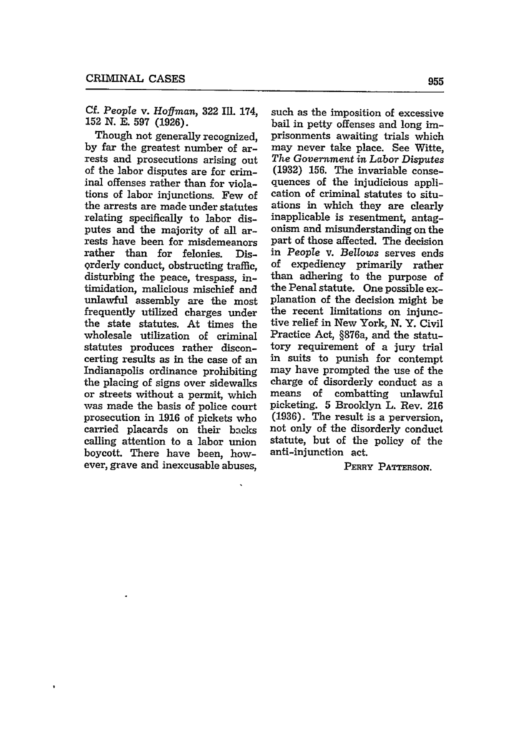Cf. *People* v. *Hoffman*, 322 Ill. 174, 152 N. E. 597 (1926).

Though not generally recognized, by far the greatest number of arrests and prosecutions arising out of the labor disputes are for criminal offenses rather than for violations of labor injunctions. Few of the arrests are made under statutes relating specifically to labor disputes and the majority of all arrests have been for misdemeanors rather than for felonies. Disorderly conduct, obstructing traffic, disturbing the peace, trespass, intimidation, malicious mischief and unlawful assembly are the most frequently utilized charges under the state statutes. At times the wholesale utilization of criminal statutes produces rather disconcerting results as in the case of an Indianapolis ordinance prohibiting the placing of signs over sidewalks or streets without a permit, which was made the basis of police court prosecution in 1916 of pickets who carried placards on their backs calling attention to a labor union boycott. There have been, however, grave and inexcusable abuses, such as the imposition of excessive bail in petty offenses and long imprisonments awaiting trials which may never take place. See Witte, *The Government in Labor Disputes* (1932) 156. The invariable consequences of the injudicious application of criminal statutes to situations in which they are clearly inapplicable is resentment, antagonism and misunderstanding on the part of those affected. The decision in *People* v. *Bellows* serves ends of expediency primarily rather than adhering to the purpose of the Penal statute. One possible explanation of the decision might be the recent limitations on injunctive relief in New York, N. Y. Civil Practice Act, §876a, and the statutory requirement of a jury trial in suits to punish for contempt may have prompted the use of the charge of disorderly conduct as a means of combatting unlawful picketing. 5 Brooklyn L. Rev. 216 (1936). The result is a perversion, not only of the disorderly conduct statute, but of the policy of the anti-injunction act.

PERRY PATTERSON.